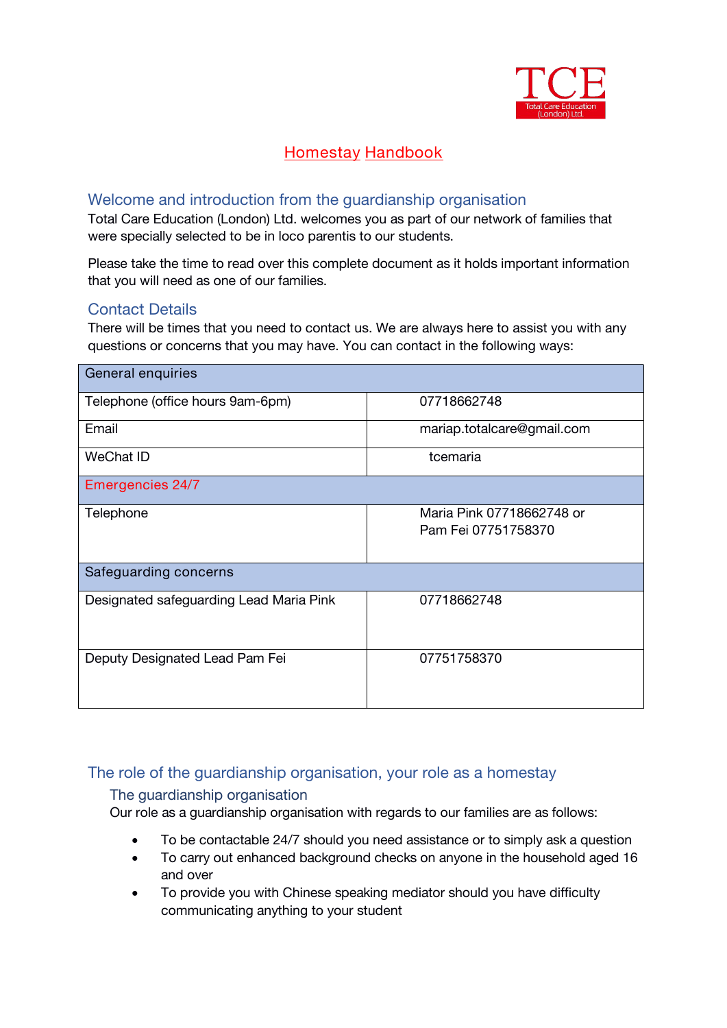TCE
Total Care Education (London) Ltd.

# Homestay Handbook

## Welcome and introduction from the guardianship organisation

Total Care Education (London) Ltd. welcomes you as part of our network of families that were specially selected to be in loco parentis to our students.

Please take the time to read over this complete document as it holds important information that you will need as one of our families.

## Contact Details

There will be times that you need to contact us. We are always here to assist you with any questions or concerns that you may have. You can contact in the following ways:

| General enquiries | |
|---|---|
| Telephone (office hours 9am-6pm) | 07718662748 |
| Email | mariap.totalcare@gmail.com |
| WeChat ID | tcemaria |
| Emergencies 24/7 | |
| Telephone | Maria Pink 07718662748 or Pam Fei 07751758370 |
| Safeguarding concerns | |
| Designated safeguarding Lead Maria Pink | 07718662748 |
| Deputy Designated Lead Pam Fei | 07751758370 |

## The role of the guardianship organisation, your role as a homestay

### The guardianship organisation

Our role as a guardianship organisation with regards to our families are as follows:

- To be contactable 24/7 should you need assistance or to simply ask a question
- To carry out enhanced background checks on anyone in the household aged 16 and over
- To provide you with Chinese speaking mediator should you have difficulty communicating anything to your student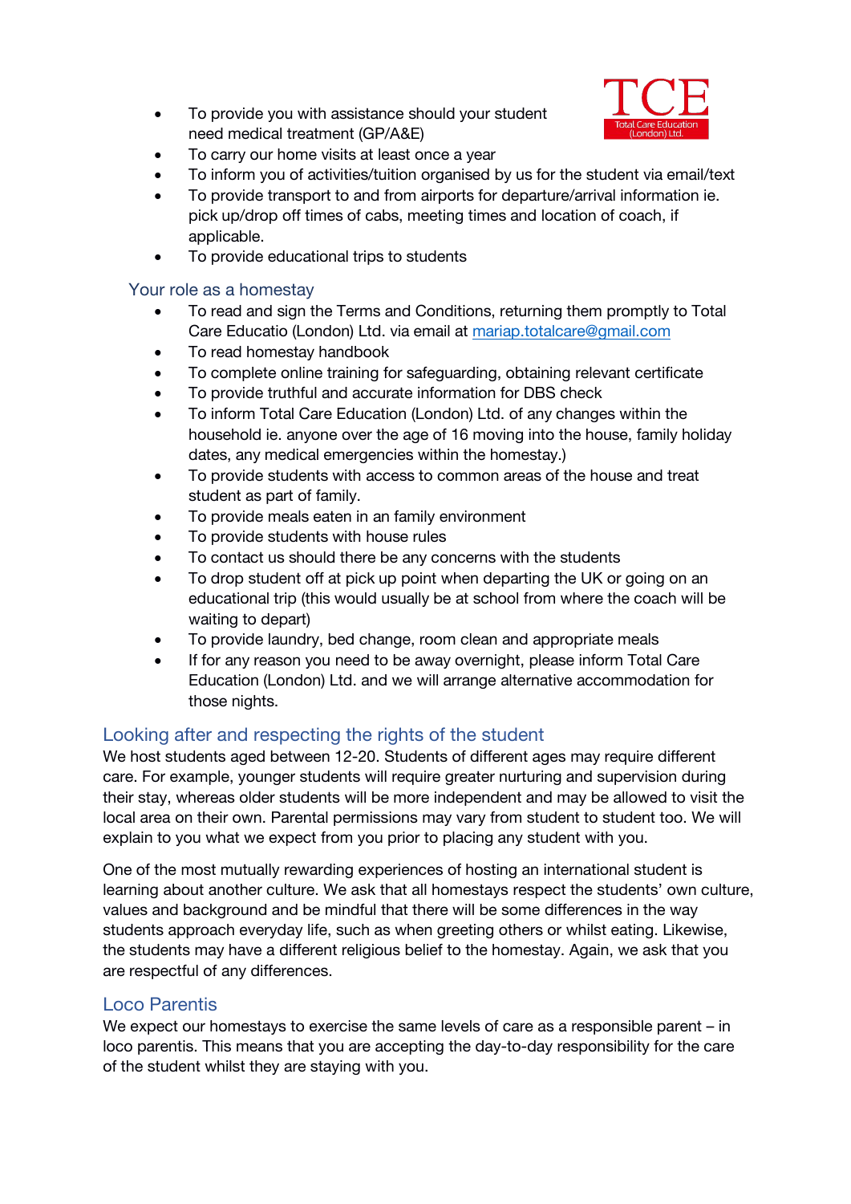- To provide you with assistance should your student need medical treatment (GP/A&E)
- To carry our home visits at least once a year
- To inform you of activities/tuition organised by us for the student via email/text
- To provide transport to and from airports for departure/arrival information ie. pick up/drop off times of cabs, meeting times and location of coach, if applicable.
- To provide educational trips to students

### Your role as a homestay

- To read and sign the Terms and Conditions, returning them promptly to Total Care Educatio (London) Ltd. via email at mariap.totalcare@gmail.com
- To read homestay handbook
- To complete online training for safeguarding, obtaining relevant certificate
- To provide truthful and accurate information for DBS check
- To inform Total Care Education (London) Ltd. of any changes within the household ie. anyone over the age of 16 moving into the house, family holiday dates, any medical emergencies within the homestay.)
- To provide students with access to common areas of the house and treat student as part of family.
- To provide meals eaten in an family environment
- To provide students with house rules
- To contact us should there be any concerns with the students
- To drop student off at pick up point when departing the UK or going on an educational trip (this would usually be at school from where the coach will be waiting to depart)
- To provide laundry, bed change, room clean and appropriate meals
- If for any reason you need to be away overnight, please inform Total Care Education (London) Ltd. and we will arrange alternative accommodation for those nights.

## Looking after and respecting the rights of the student

We host students aged between 12-20. Students of different ages may require different care. For example, younger students will require greater nurturing and supervision during their stay, whereas older students will be more independent and may be allowed to visit the local area on their own. Parental permissions may vary from student to student too. We will explain to you what we expect from you prior to placing any student with you.

One of the most mutually rewarding experiences of hosting an international student is learning about another culture. We ask that all homestays respect the students' own culture, values and background and be mindful that there will be some differences in the way students approach everyday life, such as when greeting others or whilst eating. Likewise, the students may have a different religious belief to the homestay. Again, we ask that you are respectful of any differences.

## Loco Parentis

We expect our homestays to exercise the same levels of care as a responsible parent – in loco parentis. This means that you are accepting the day-to-day responsibility for the care of the student whilst they are staying with you.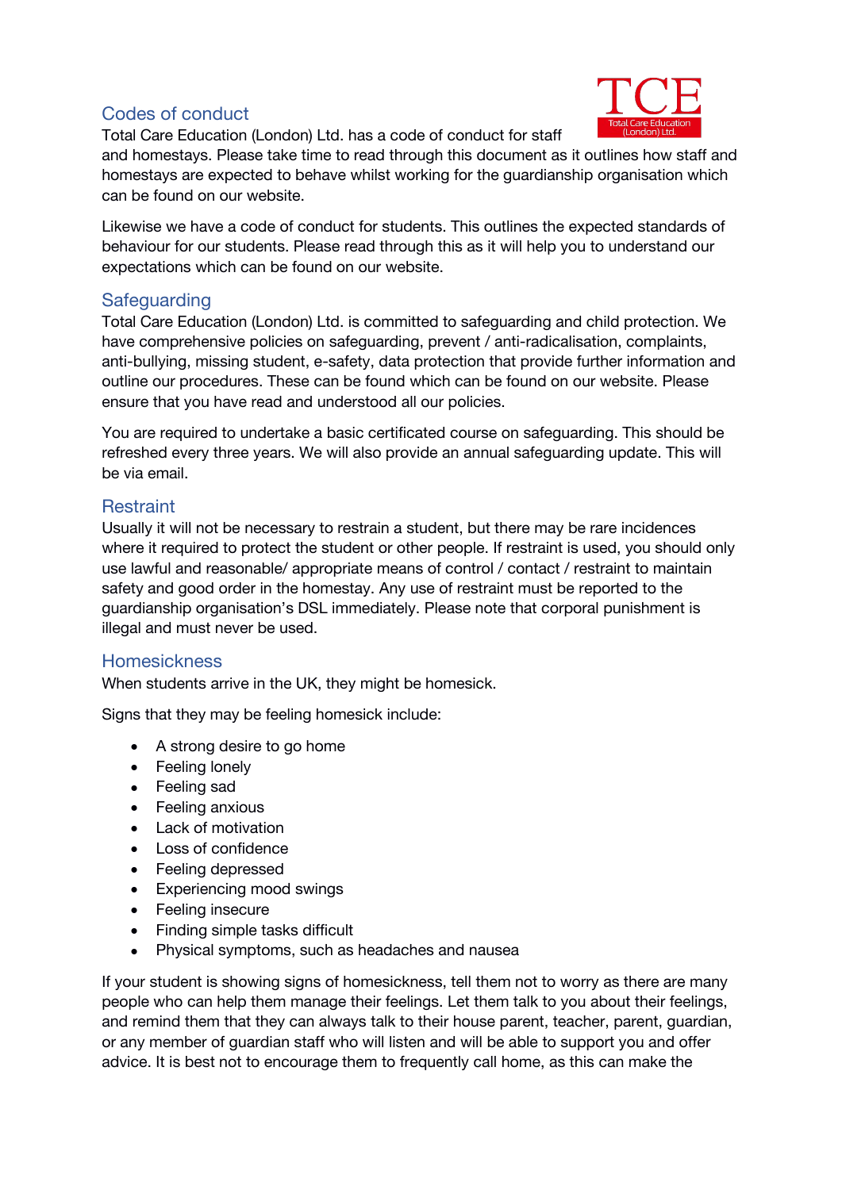## Codes of conduct

Total Care Education (London) Ltd. has a code of conduct for staff and homestays. Please take time to read through this document as it outlines how staff and homestays are expected to behave whilst working for the guardianship organisation which can be found on our website.

Likewise we have a code of conduct for students. This outlines the expected standards of behaviour for our students. Please read through this as it will help you to understand our expectations which can be found on our website.

## Safeguarding

Total Care Education (London) Ltd. is committed to safeguarding and child protection. We have comprehensive policies on safeguarding, prevent / anti-radicalisation, complaints, anti-bullying, missing student, e-safety, data protection that provide further information and outline our procedures. These can be found which can be found on our website. Please ensure that you have read and understood all our policies.

You are required to undertake a basic certificated course on safeguarding. This should be refreshed every three years. We will also provide an annual safeguarding update. This will be via email.

## Restraint

Usually it will not be necessary to restrain a student, but there may be rare incidences where it required to protect the student or other people. If restraint is used, you should only use lawful and reasonable/ appropriate means of control / contact / restraint to maintain safety and good order in the homestay. Any use of restraint must be reported to the guardianship organisation's DSL immediately. Please note that corporal punishment is illegal and must never be used.

## Homesickness

When students arrive in the UK, they might be homesick.

Signs that they may be feeling homesick include:

- A strong desire to go home
- Feeling lonely
- Feeling sad
- Feeling anxious
- Lack of motivation
- Loss of confidence
- Feeling depressed
- Experiencing mood swings
- Feeling insecure
- Finding simple tasks difficult
- Physical symptoms, such as headaches and nausea

If your student is showing signs of homesickness, tell them not to worry as there are many people who can help them manage their feelings. Let them talk to you about their feelings, and remind them that they can always talk to their house parent, teacher, parent, guardian, or any member of guardian staff who will listen and will be able to support you and offer advice. It is best not to encourage them to frequently call home, as this can make the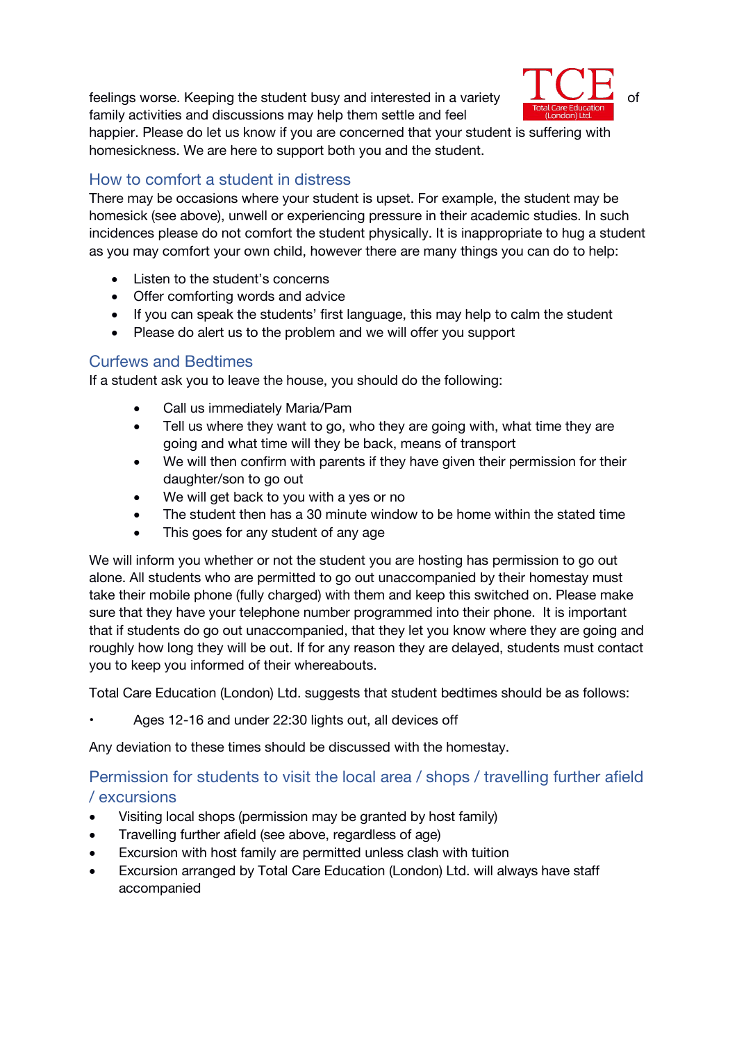feelings worse. Keeping the student busy and interested in a variety of family activities and discussions may help them settle and feel happier. Please do let us know if you are concerned that your student is suffering with homesickness. We are here to support both you and the student.

## How to comfort a student in distress

There may be occasions where your student is upset. For example, the student may be homesick (see above), unwell or experiencing pressure in their academic studies. In such incidences please do not comfort the student physically. It is inappropriate to hug a student as you may comfort your own child, however there are many things you can do to help:

- Listen to the student's concerns
- Offer comforting words and advice
- If you can speak the students' first language, this may help to calm the student
- Please do alert us to the problem and we will offer you support

## Curfews and Bedtimes

If a student ask you to leave the house, you should do the following:

- Call us immediately Maria/Pam
- Tell us where they want to go, who they are going with, what time they are going and what time will they be back, means of transport
- We will then confirm with parents if they have given their permission for their daughter/son to go out
- We will get back to you with a yes or no
- The student then has a 30 minute window to be home within the stated time
- This goes for any student of any age

We will inform you whether or not the student you are hosting has permission to go out alone. All students who are permitted to go out unaccompanied by their homestay must take their mobile phone (fully charged) with them and keep this switched on. Please make sure that they have your telephone number programmed into their phone. It is important that if students do go out unaccompanied, that they let you know where they are going and roughly how long they will be out. If for any reason they are delayed, students must contact you to keep you informed of their whereabouts.

Total Care Education (London) Ltd. suggests that student bedtimes should be as follows:

- Ages 12-16 and under 22:30 lights out, all devices off

Any deviation to these times should be discussed with the homestay.

## Permission for students to visit the local area / shops / travelling further afield / excursions

- Visiting local shops (permission may be granted by host family)
- Travelling further afield (see above, regardless of age)
- Excursion with host family are permitted unless clash with tuition
- Excursion arranged by Total Care Education (London) Ltd. will always have staff accompanied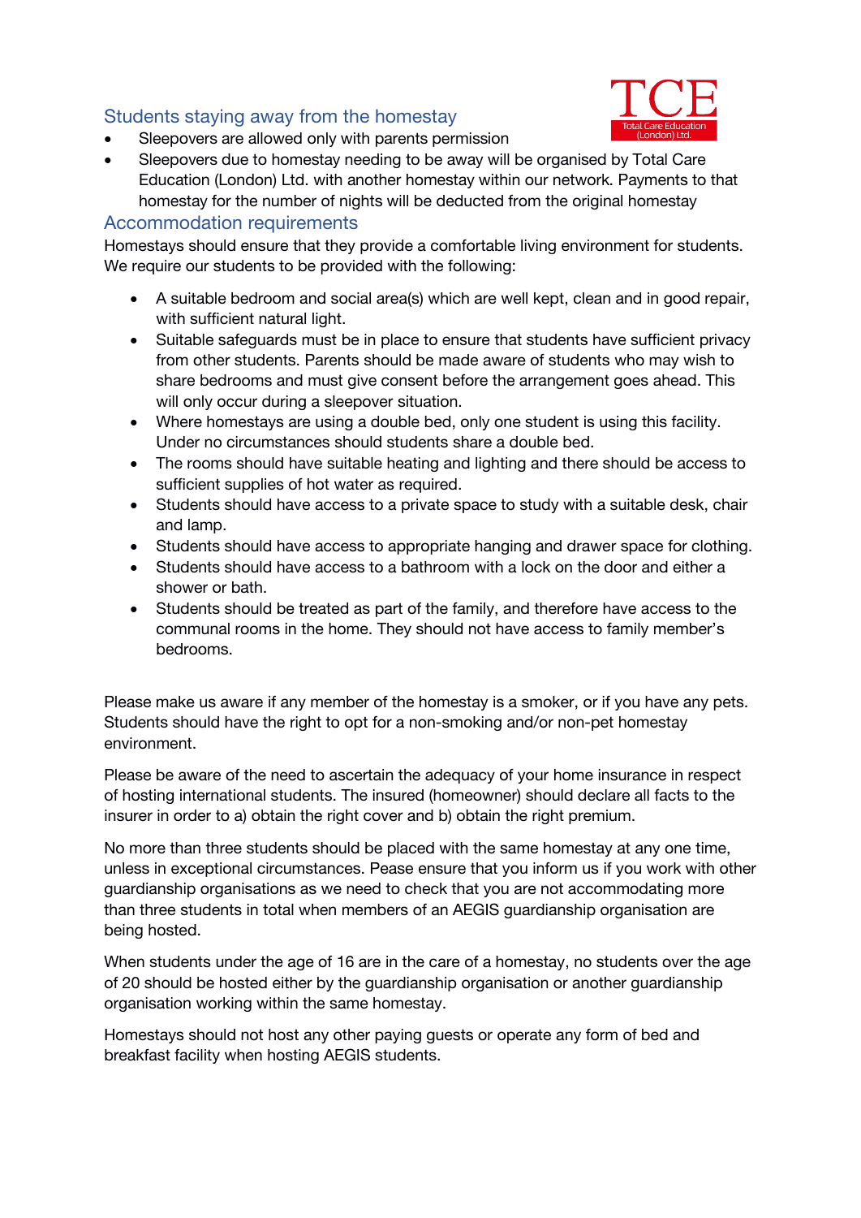## Students staying away from the homestay

- Sleepovers are allowed only with parents permission
- Sleepovers due to homestay needing to be away will be organised by Total Care Education (London) Ltd. with another homestay within our network. Payments to that homestay for the number of nights will be deducted from the original homestay

## Accommodation requirements

Homestays should ensure that they provide a comfortable living environment for students. We require our students to be provided with the following:

- A suitable bedroom and social area(s) which are well kept, clean and in good repair, with sufficient natural light.
- Suitable safeguards must be in place to ensure that students have sufficient privacy from other students. Parents should be made aware of students who may wish to share bedrooms and must give consent before the arrangement goes ahead. This will only occur during a sleepover situation.
- Where homestays are using a double bed, only one student is using this facility. Under no circumstances should students share a double bed.
- The rooms should have suitable heating and lighting and there should be access to sufficient supplies of hot water as required.
- Students should have access to a private space to study with a suitable desk, chair and lamp.
- Students should have access to appropriate hanging and drawer space for clothing.
- Students should have access to a bathroom with a lock on the door and either a shower or bath.
- Students should be treated as part of the family, and therefore have access to the communal rooms in the home. They should not have access to family member's bedrooms.

Please make us aware if any member of the homestay is a smoker, or if you have any pets. Students should have the right to opt for a non-smoking and/or non-pet homestay environment.

Please be aware of the need to ascertain the adequacy of your home insurance in respect of hosting international students. The insured (homeowner) should declare all facts to the insurer in order to a) obtain the right cover and b) obtain the right premium.

No more than three students should be placed with the same homestay at any one time, unless in exceptional circumstances. Pease ensure that you inform us if you work with other guardianship organisations as we need to check that you are not accommodating more than three students in total when members of an AEGIS guardianship organisation are being hosted.

When students under the age of 16 are in the care of a homestay, no students over the age of 20 should be hosted either by the guardianship organisation or another guardianship organisation working within the same homestay.

Homestays should not host any other paying guests or operate any form of bed and breakfast facility when hosting AEGIS students.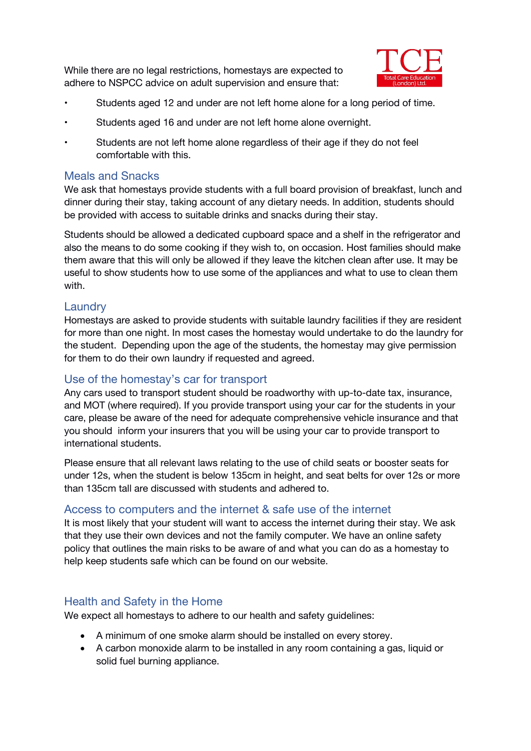While there are no legal restrictions, homestays are expected to adhere to NSPCC advice on adult supervision and ensure that:

- Students aged 12 and under are not left home alone for a long period of time.
- Students aged 16 and under are not left home alone overnight.
- Students are not left home alone regardless of their age if they do not feel comfortable with this.

## Meals and Snacks

We ask that homestays provide students with a full board provision of breakfast, lunch and dinner during their stay, taking account of any dietary needs. In addition, students should be provided with access to suitable drinks and snacks during their stay.

Students should be allowed a dedicated cupboard space and a shelf in the refrigerator and also the means to do some cooking if they wish to, on occasion. Host families should make them aware that this will only be allowed if they leave the kitchen clean after use. It may be useful to show students how to use some of the appliances and what to use to clean them with.

## Laundry

Homestays are asked to provide students with suitable laundry facilities if they are resident for more than one night. In most cases the homestay would undertake to do the laundry for the student. Depending upon the age of the students, the homestay may give permission for them to do their own laundry if requested and agreed.

## Use of the homestay's car for transport

Any cars used to transport student should be roadworthy with up-to-date tax, insurance, and MOT (where required). If you provide transport using your car for the students in your care, please be aware of the need for adequate comprehensive vehicle insurance and that you should inform your insurers that you will be using your car to provide transport to international students.

Please ensure that all relevant laws relating to the use of child seats or booster seats for under 12s, when the student is below 135cm in height, and seat belts for over 12s or more than 135cm tall are discussed with students and adhered to.

## Access to computers and the internet & safe use of the internet

It is most likely that your student will want to access the internet during their stay. We ask that they use their own devices and not the family computer. We have an online safety policy that outlines the main risks to be aware of and what you can do as a homestay to help keep students safe which can be found on our website.

## Health and Safety in the Home

We expect all homestays to adhere to our health and safety guidelines:

- A minimum of one smoke alarm should be installed on every storey.
- A carbon monoxide alarm to be installed in any room containing a gas, liquid or solid fuel burning appliance.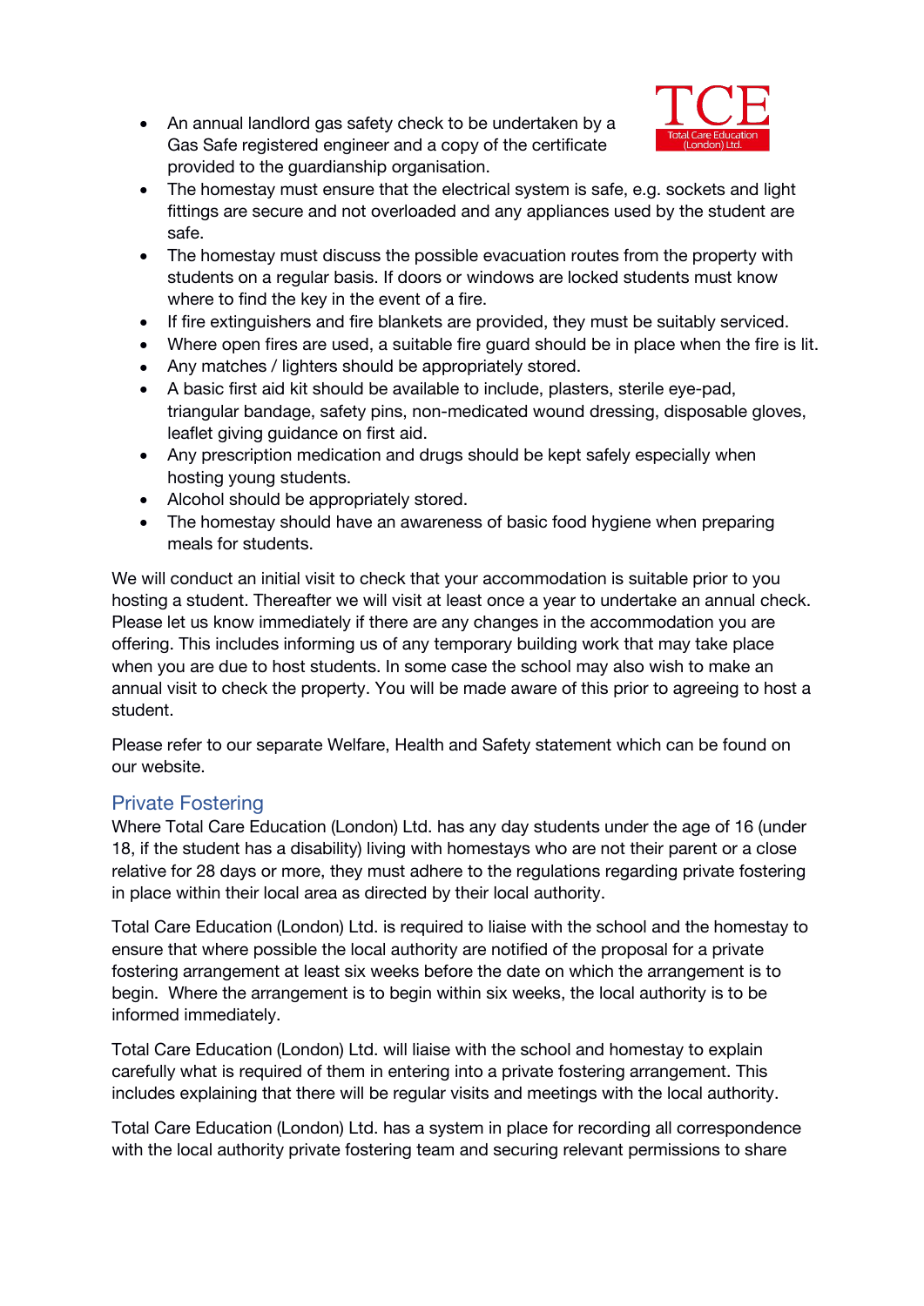- An annual landlord gas safety check to be undertaken by a Gas Safe registered engineer and a copy of the certificate provided to the guardianship organisation.
- The homestay must ensure that the electrical system is safe, e.g. sockets and light fittings are secure and not overloaded and any appliances used by the student are safe.
- The homestay must discuss the possible evacuation routes from the property with students on a regular basis. If doors or windows are locked students must know where to find the key in the event of a fire.
- If fire extinguishers and fire blankets are provided, they must be suitably serviced.
- Where open fires are used, a suitable fire guard should be in place when the fire is lit.
- Any matches / lighters should be appropriately stored.
- A basic first aid kit should be available to include, plasters, sterile eye-pad, triangular bandage, safety pins, non-medicated wound dressing, disposable gloves, leaflet giving guidance on first aid.
- Any prescription medication and drugs should be kept safely especially when hosting young students.
- Alcohol should be appropriately stored.
- The homestay should have an awareness of basic food hygiene when preparing meals for students.

We will conduct an initial visit to check that your accommodation is suitable prior to you hosting a student. Thereafter we will visit at least once a year to undertake an annual check. Please let us know immediately if there are any changes in the accommodation you are offering. This includes informing us of any temporary building work that may take place when you are due to host students. In some case the school may also wish to make an annual visit to check the property. You will be made aware of this prior to agreeing to host a student.

Please refer to our separate Welfare, Health and Safety statement which can be found on our website.

## Private Fostering

Where Total Care Education (London) Ltd. has any day students under the age of 16 (under 18, if the student has a disability) living with homestays who are not their parent or a close relative for 28 days or more, they must adhere to the regulations regarding private fostering in place within their local area as directed by their local authority.

Total Care Education (London) Ltd. is required to liaise with the school and the homestay to ensure that where possible the local authority are notified of the proposal for a private fostering arrangement at least six weeks before the date on which the arrangement is to begin. Where the arrangement is to begin within six weeks, the local authority is to be informed immediately.

Total Care Education (London) Ltd. will liaise with the school and homestay to explain carefully what is required of them in entering into a private fostering arrangement. This includes explaining that there will be regular visits and meetings with the local authority.

Total Care Education (London) Ltd. has a system in place for recording all correspondence with the local authority private fostering team and securing relevant permissions to share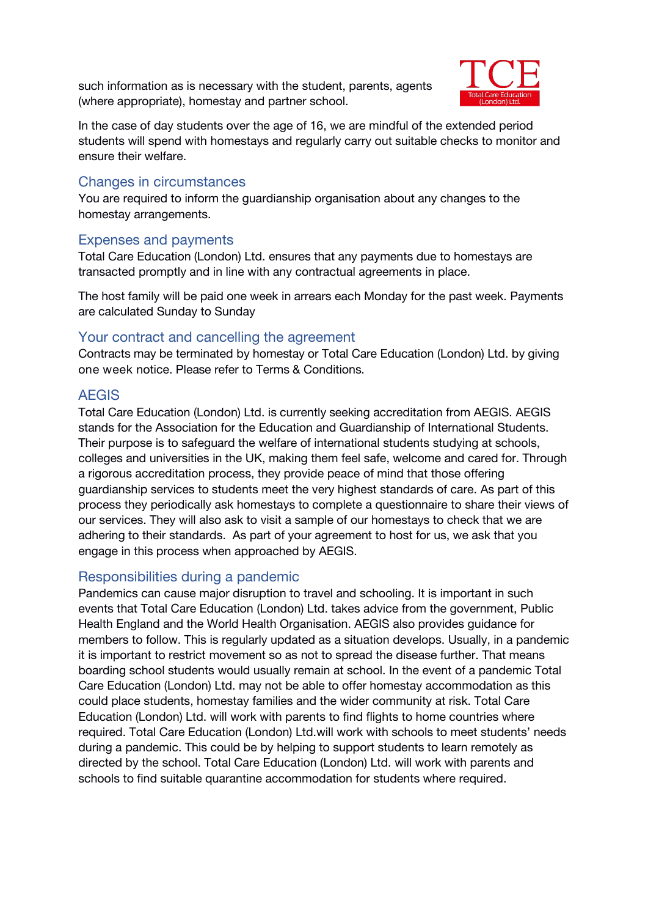such information as is necessary with the student, parents, agents (where appropriate), homestay and partner school.

In the case of day students over the age of 16, we are mindful of the extended period students will spend with homestays and regularly carry out suitable checks to monitor and ensure their welfare.

## Changes in circumstances

You are required to inform the guardianship organisation about any changes to the homestay arrangements.

## Expenses and payments

Total Care Education (London) Ltd. ensures that any payments due to homestays are transacted promptly and in line with any contractual agreements in place.

The host family will be paid one week in arrears each Monday for the past week. Payments are calculated Sunday to Sunday

## Your contract and cancelling the agreement

Contracts may be terminated by homestay or Total Care Education (London) Ltd. by giving one week notice. Please refer to Terms & Conditions.

## AEGIS

Total Care Education (London) Ltd. is currently seeking accreditation from AEGIS. AEGIS stands for the Association for the Education and Guardianship of International Students. Their purpose is to safeguard the welfare of international students studying at schools, colleges and universities in the UK, making them feel safe, welcome and cared for. Through a rigorous accreditation process, they provide peace of mind that those offering guardianship services to students meet the very highest standards of care. As part of this process they periodically ask homestays to complete a questionnaire to share their views of our services. They will also ask to visit a sample of our homestays to check that we are adhering to their standards. As part of your agreement to host for us, we ask that you engage in this process when approached by AEGIS.

## Responsibilities during a pandemic

Pandemics can cause major disruption to travel and schooling. It is important in such events that Total Care Education (London) Ltd. takes advice from the government, Public Health England and the World Health Organisation. AEGIS also provides guidance for members to follow. This is regularly updated as a situation develops. Usually, in a pandemic it is important to restrict movement so as not to spread the disease further. That means boarding school students would usually remain at school. In the event of a pandemic Total Care Education (London) Ltd. may not be able to offer homestay accommodation as this could place students, homestay families and the wider community at risk. Total Care Education (London) Ltd. will work with parents to find flights to home countries where required. Total Care Education (London) Ltd.will work with schools to meet students' needs during a pandemic. This could be by helping to support students to learn remotely as directed by the school. Total Care Education (London) Ltd. will work with parents and schools to find suitable quarantine accommodation for students where required.